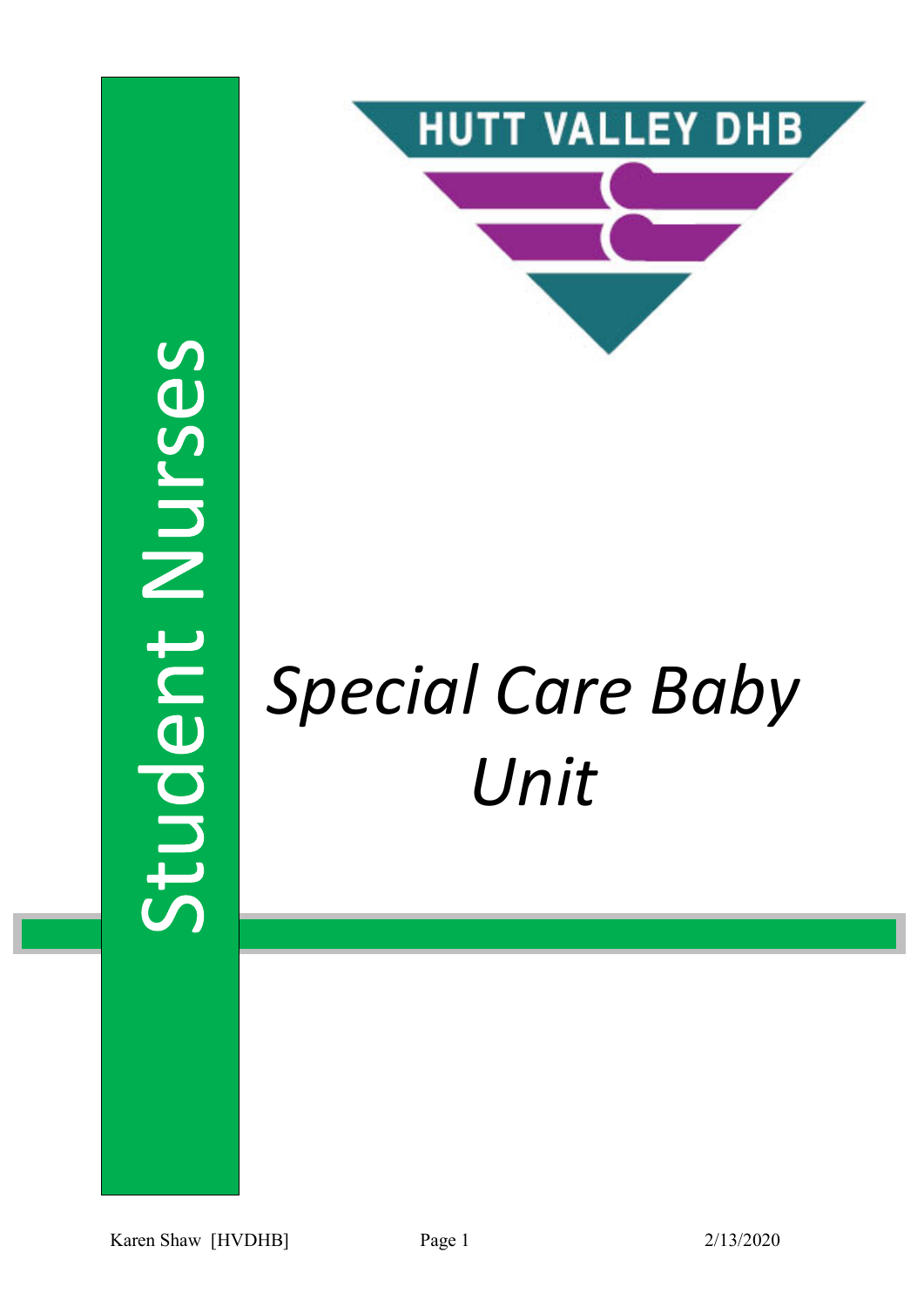HUTT VALLEY DHB

Student Nurses

# *Special Care Baby Unit*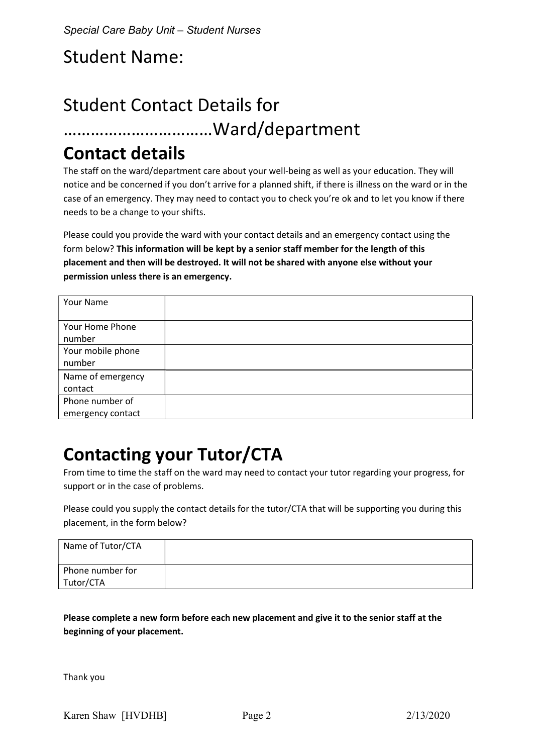# Student Name:

# Student Contact Details for ……………………………Ward/department

## Contact details

The staff on the ward/department care about your well-being as well as your education. They will notice and be concerned if you don't arrive for a planned shift, if there is illness on the ward or in the case of an emergency. They may need to contact you to check you're ok and to let you know if there needs to be a change to your shifts.

Please could you provide the ward with your contact details and an emergency contact using the form below? **This information will be kept by a senior staff member for the length of this placement and then will be destroyed. It will not be shared with anyone else without your permission unless there is an emergency.**

| Your Name | |
|---|---|
| Your Home Phone number | |
| Your mobile phone number | |
| Name of emergency contact | |
| Phone number of emergency contact | |

## Contacting your Tutor/CTA

From time to time the staff on the ward may need to contact your tutor regarding your progress, for support or in the case of problems.

Please could you supply the contact details for the tutor/CTA that will be supporting you during this placement, in the form below?

| Name of Tutor/CTA | |
|---|---|
| Phone number for Tutor/CTA | |

**Please complete a new form before each new placement and give it to the senior staff at the beginning of your placement.**

Thank you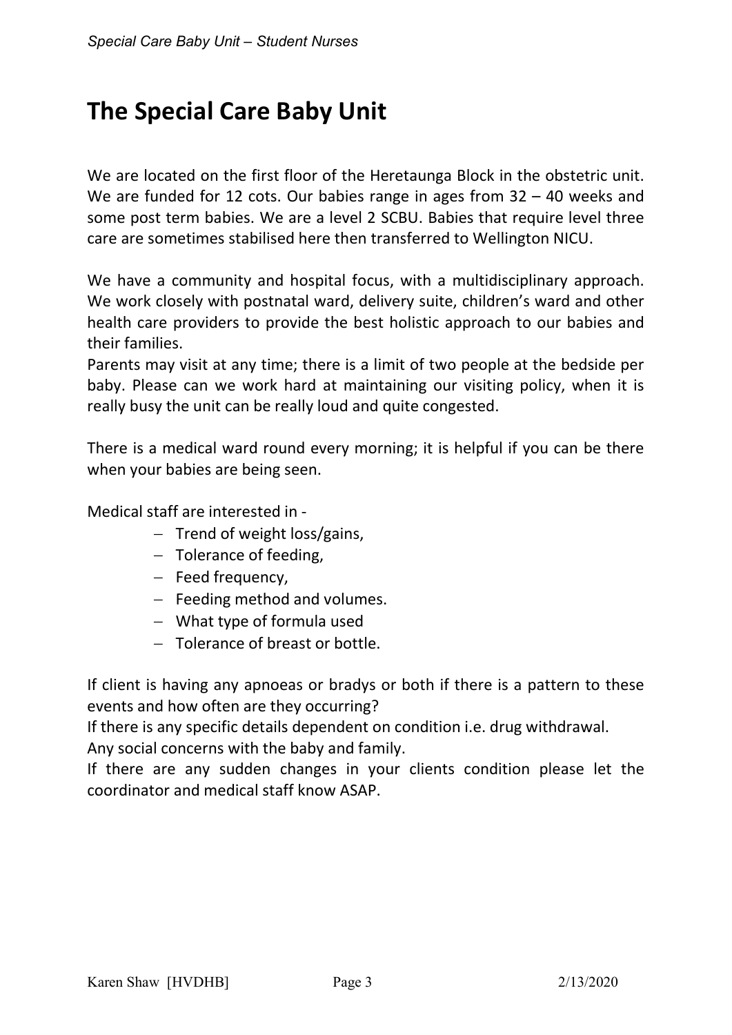# The Special Care Baby Unit

We are located on the first floor of the Heretaunga Block in the obstetric unit. We are funded for 12 cots. Our babies range in ages from 32 – 40 weeks and some post term babies. We are a level 2 SCBU. Babies that require level three care are sometimes stabilised here then transferred to Wellington NICU.

We have a community and hospital focus, with a multidisciplinary approach. We work closely with postnatal ward, delivery suite, children's ward and other health care providers to provide the best holistic approach to our babies and their families.
Parents may visit at any time; there is a limit of two people at the bedside per baby. Please can we work hard at maintaining our visiting policy, when it is really busy the unit can be really loud and quite congested.

There is a medical ward round every morning; it is helpful if you can be there when your babies are being seen.

Medical staff are interested in -

- Trend of weight loss/gains,
- Tolerance of feeding,
- Feed frequency,
- Feeding method and volumes.
- What type of formula used
- Tolerance of breast or bottle.

If client is having any apnoeas or bradys or both if there is a pattern to these events and how often are they occurring?
If there is any specific details dependent on condition i.e. drug withdrawal.
Any social concerns with the baby and family.
If there are any sudden changes in your clients condition please let the coordinator and medical staff know ASAP.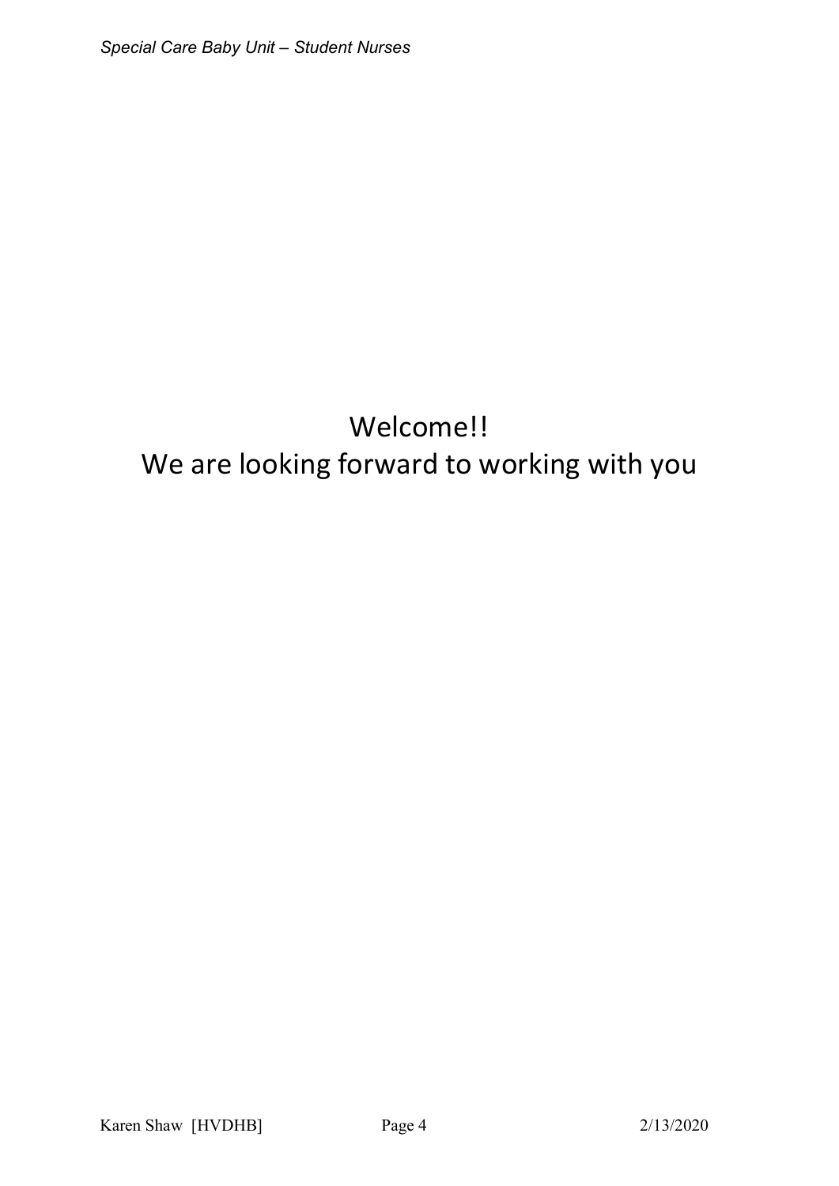Welcome!!

We are looking forward to working with you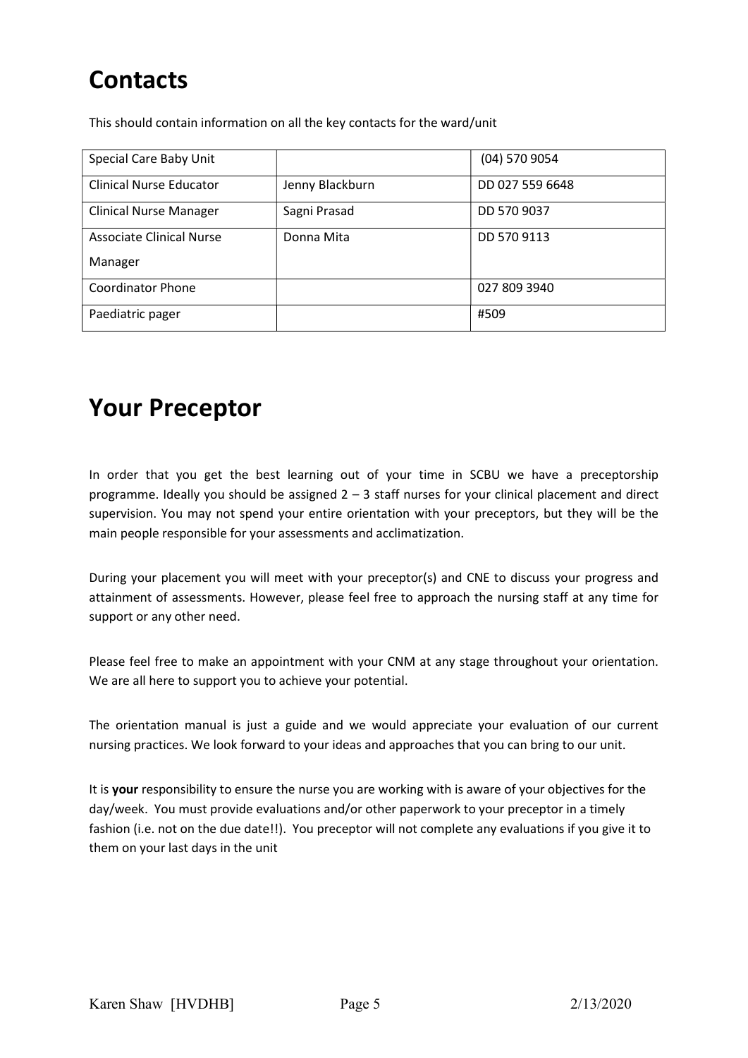# Contacts

This should contain information on all the key contacts for the ward/unit

| Special Care Baby Unit | | (04) 570 9054 |
|---|---|---|
| Clinical Nurse Educator | Jenny Blackburn | DD 027 559 6648 |
| Clinical Nurse Manager | Sagni Prasad | DD 570 9037 |
| Associate Clinical Nurse Manager | Donna Mita | DD 570 9113 |
| Coordinator Phone | | 027 809 3940 |
| Paediatric pager | | #509 |

# Your Preceptor

In order that you get the best learning out of your time in SCBU we have a preceptorship programme. Ideally you should be assigned 2 – 3 staff nurses for your clinical placement and direct supervision. You may not spend your entire orientation with your preceptors, but they will be the main people responsible for your assessments and acclimatization.

During your placement you will meet with your preceptor(s) and CNE to discuss your progress and attainment of assessments. However, please feel free to approach the nursing staff at any time for support or any other need.

Please feel free to make an appointment with your CNM at any stage throughout your orientation. We are all here to support you to achieve your potential.

The orientation manual is just a guide and we would appreciate your evaluation of our current nursing practices. We look forward to your ideas and approaches that you can bring to our unit.

It is **your** responsibility to ensure the nurse you are working with is aware of your objectives for the day/week. You must provide evaluations and/or other paperwork to your preceptor in a timely fashion (i.e. not on the due date!!). You preceptor will not complete any evaluations if you give it to them on your last days in the unit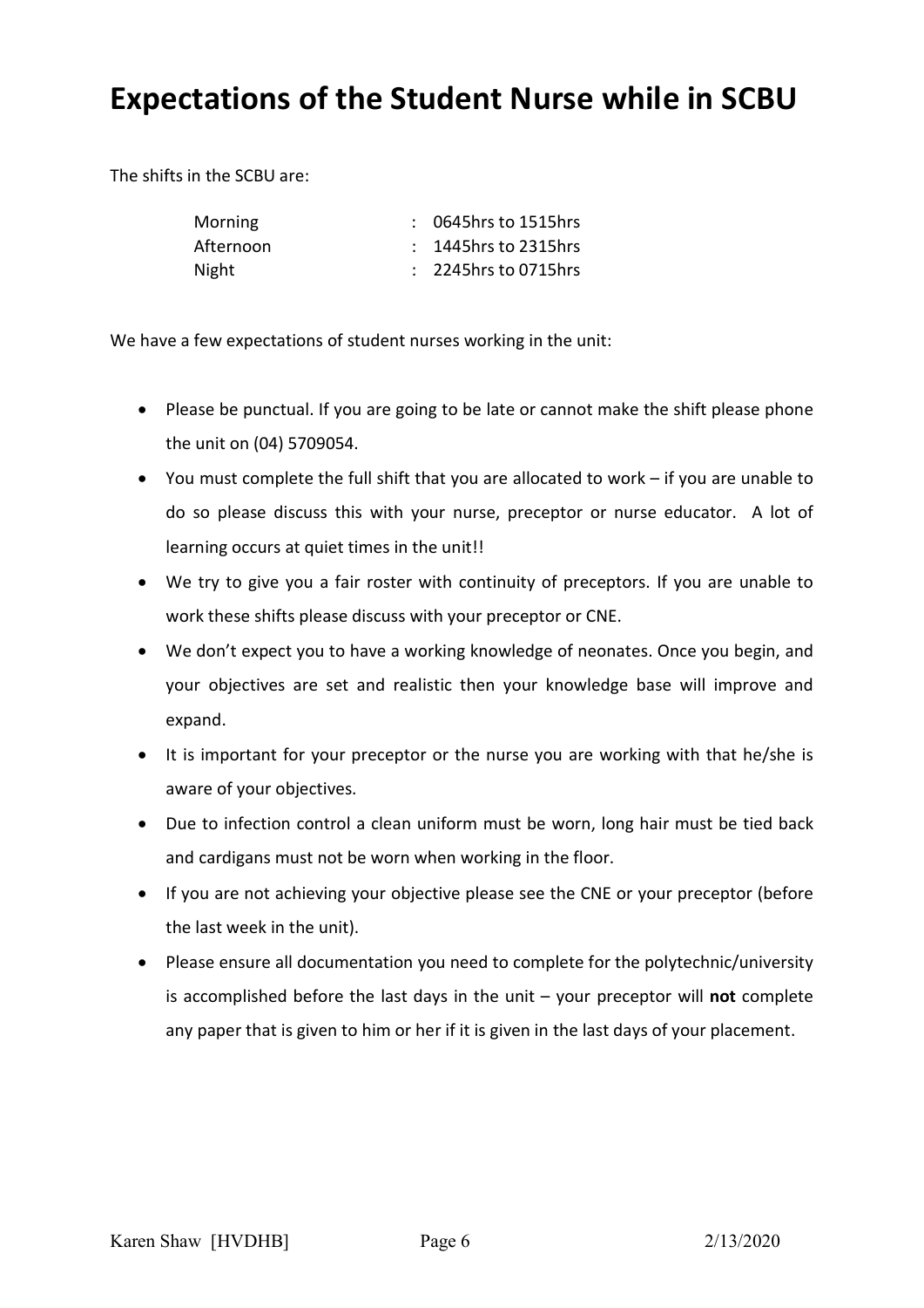# Expectations of the Student Nurse while in SCBU

The shifts in the SCBU are:

| | | |
|---|---|---|
| Morning | : | 0645hrs to 1515hrs |
| Afternoon | : | 1445hrs to 2315hrs |
| Night | : | 2245hrs to 0715hrs |

We have a few expectations of student nurses working in the unit:

- Please be punctual. If you are going to be late or cannot make the shift please phone the unit on (04) 5709054.
- You must complete the full shift that you are allocated to work – if you are unable to do so please discuss this with your nurse, preceptor or nurse educator. A lot of learning occurs at quiet times in the unit!!
- We try to give you a fair roster with continuity of preceptors. If you are unable to work these shifts please discuss with your preceptor or CNE.
- We don't expect you to have a working knowledge of neonates. Once you begin, and your objectives are set and realistic then your knowledge base will improve and expand.
- It is important for your preceptor or the nurse you are working with that he/she is aware of your objectives.
- Due to infection control a clean uniform must be worn, long hair must be tied back and cardigans must not be worn when working in the floor.
- If you are not achieving your objective please see the CNE or your preceptor (before the last week in the unit).
- Please ensure all documentation you need to complete for the polytechnic/university is accomplished before the last days in the unit – your preceptor will **not** complete any paper that is given to him or her if it is given in the last days of your placement.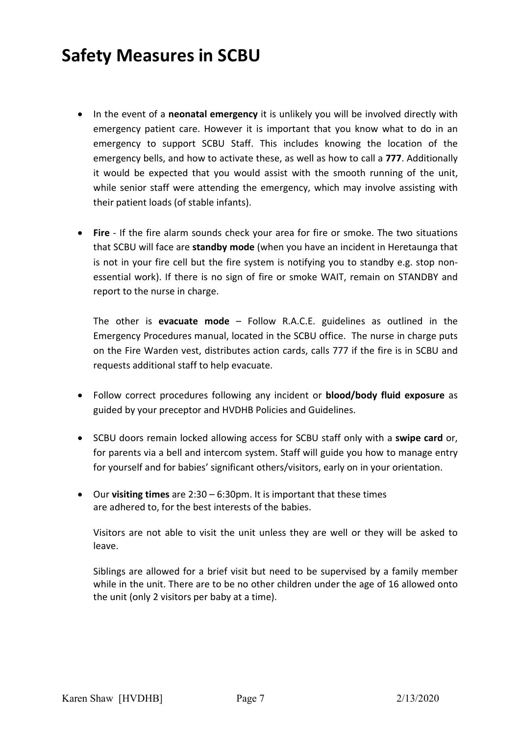# Safety Measures in SCBU

- In the event of a **neonatal emergency** it is unlikely you will be involved directly with emergency patient care. However it is important that you know what to do in an emergency to support SCBU Staff. This includes knowing the location of the emergency bells, and how to activate these, as well as how to call a **777**. Additionally it would be expected that you would assist with the smooth running of the unit, while senior staff were attending the emergency, which may involve assisting with their patient loads (of stable infants).

- **Fire** - If the fire alarm sounds check your area for fire or smoke. The two situations that SCBU will face are **standby mode** (when you have an incident in Heretaunga that is not in your fire cell but the fire system is notifying you to standby e.g. stop non-essential work). If there is no sign of fire or smoke WAIT, remain on STANDBY and report to the nurse in charge.

  The other is **evacuate mode** – Follow R.A.C.E. guidelines as outlined in the Emergency Procedures manual, located in the SCBU office. The nurse in charge puts on the Fire Warden vest, distributes action cards, calls 777 if the fire is in SCBU and requests additional staff to help evacuate.

- Follow correct procedures following any incident or **blood/body fluid exposure** as guided by your preceptor and HVDHB Policies and Guidelines.

- SCBU doors remain locked allowing access for SCBU staff only with a **swipe card** or, for parents via a bell and intercom system. Staff will guide you how to manage entry for yourself and for babies' significant others/visitors, early on in your orientation.

- Our **visiting times** are 2:30 – 6:30pm. It is important that these times are adhered to, for the best interests of the babies.

  Visitors are not able to visit the unit unless they are well or they will be asked to leave.

  Siblings are allowed for a brief visit but need to be supervised by a family member while in the unit. There are to be no other children under the age of 16 allowed onto the unit (only 2 visitors per baby at a time).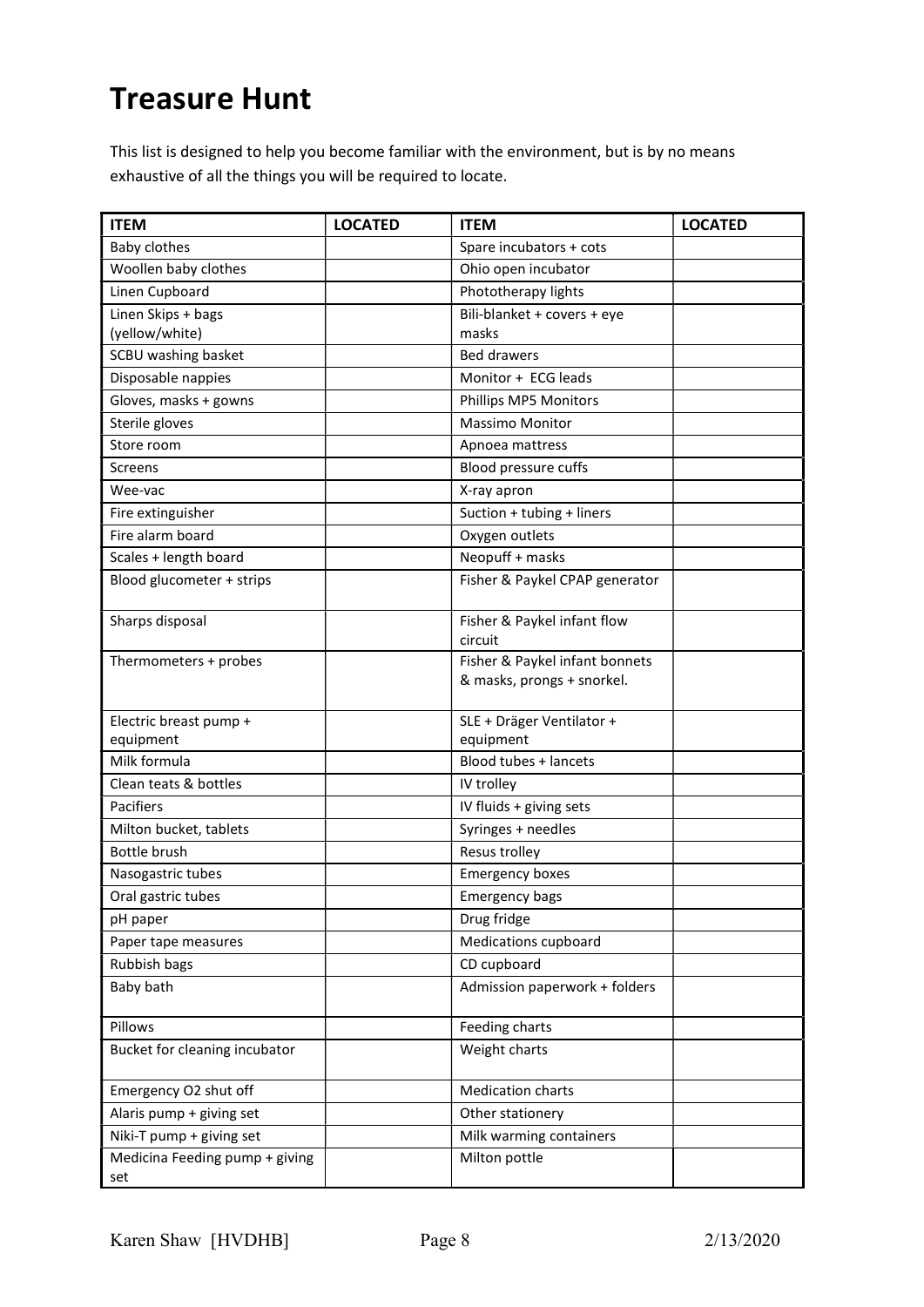# Treasure Hunt

This list is designed to help you become familiar with the environment, but is by no means exhaustive of all the things you will be required to locate.

| ITEM | LOCATED | ITEM | LOCATED |
|---|---|---|---|
| Baby clothes | | Spare incubators + cots | |
| Woollen baby clothes | | Ohio open incubator | |
| Linen Cupboard | | Phototherapy lights | |
| Linen Skips + bags (yellow/white) | | Bili-blanket + covers + eye masks | |
| SCBU washing basket | | Bed drawers | |
| Disposable nappies | | Monitor + ECG leads | |
| Gloves, masks + gowns | | Phillips MP5 Monitors | |
| Sterile gloves | | Massimo Monitor | |
| Store room | | Apnoea mattress | |
| Screens | | Blood pressure cuffs | |
| Wee-vac | | X-ray apron | |
| Fire extinguisher | | Suction + tubing + liners | |
| Fire alarm board | | Oxygen outlets | |
| Scales + length board | | Neopuff + masks | |
| Blood glucometer + strips | | Fisher & Paykel CPAP generator | |
| Sharps disposal | | Fisher & Paykel infant flow circuit | |
| Thermometers + probes | | Fisher & Paykel infant bonnets & masks, prongs + snorkel. | |
| Electric breast pump + equipment | | SLE + Dräger Ventilator + equipment | |
| Milk formula | | Blood tubes + lancets | |
| Clean teats & bottles | | IV trolley | |
| Pacifiers | | IV fluids + giving sets | |
| Milton bucket, tablets | | Syringes + needles | |
| Bottle brush | | Resus trolley | |
| Nasogastric tubes | | Emergency boxes | |
| Oral gastric tubes | | Emergency bags | |
| pH paper | | Drug fridge | |
| Paper tape measures | | Medications cupboard | |
| Rubbish bags | | CD cupboard | |
| Baby bath | | Admission paperwork + folders | |
| Pillows | | Feeding charts | |
| Bucket for cleaning incubator | | Weight charts | |
| Emergency O2 shut off | | Medication charts | |
| Alaris pump + giving set | | Other stationery | |
| Niki-T pump + giving set | | Milk warming containers | |
| Medicina Feeding pump + giving set | | Milton pottle | |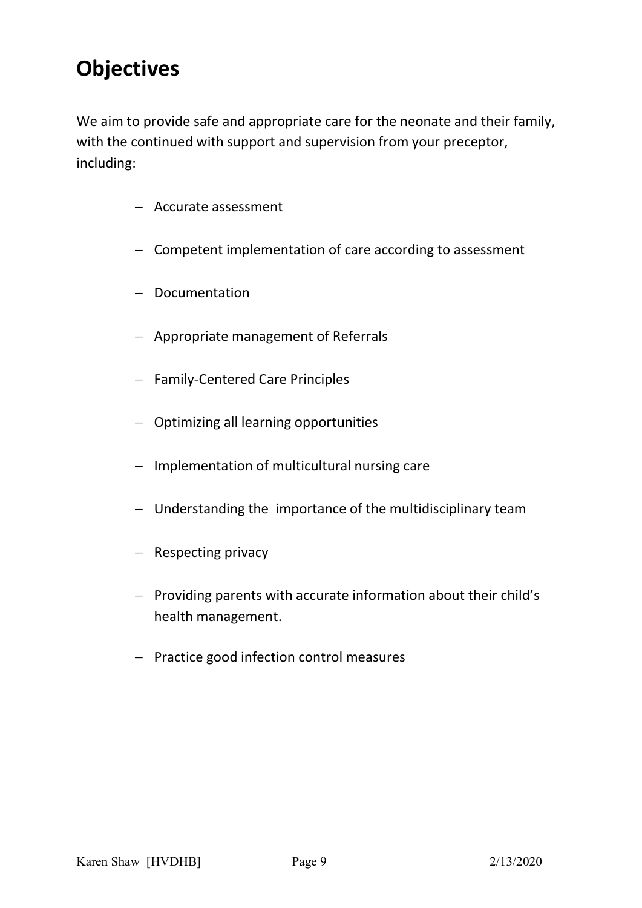# Objectives

We aim to provide safe and appropriate care for the neonate and their family, with the continued with support and supervision from your preceptor, including:

- Accurate assessment
- Competent implementation of care according to assessment
- Documentation
- Appropriate management of Referrals
- Family-Centered Care Principles
- Optimizing all learning opportunities
- Implementation of multicultural nursing care
- Understanding the  importance of the multidisciplinary team
- Respecting privacy
- Providing parents with accurate information about their child's health management.
- Practice good infection control measures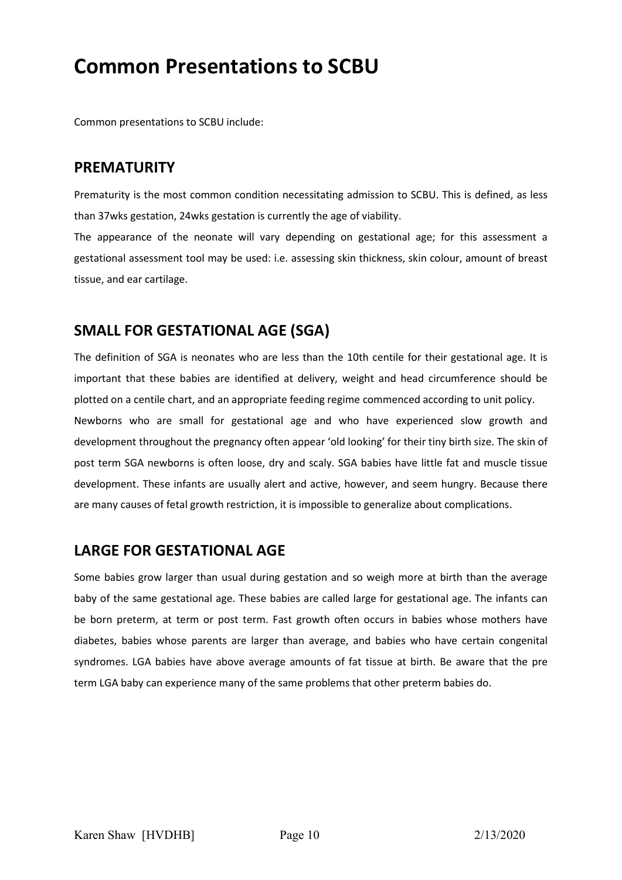# Common Presentations to SCBU

Common presentations to SCBU include:

## PREMATURITY

Prematurity is the most common condition necessitating admission to SCBU. This is defined, as less than 37wks gestation, 24wks gestation is currently the age of viability.

The appearance of the neonate will vary depending on gestational age; for this assessment a gestational assessment tool may be used: i.e. assessing skin thickness, skin colour, amount of breast tissue, and ear cartilage.

## SMALL FOR GESTATIONAL AGE (SGA)

The definition of SGA is neonates who are less than the 10th centile for their gestational age. It is important that these babies are identified at delivery, weight and head circumference should be plotted on a centile chart, and an appropriate feeding regime commenced according to unit policy.

Newborns who are small for gestational age and who have experienced slow growth and development throughout the pregnancy often appear 'old looking' for their tiny birth size. The skin of post term SGA newborns is often loose, dry and scaly. SGA babies have little fat and muscle tissue development. These infants are usually alert and active, however, and seem hungry. Because there are many causes of fetal growth restriction, it is impossible to generalize about complications.

## LARGE FOR GESTATIONAL AGE

Some babies grow larger than usual during gestation and so weigh more at birth than the average baby of the same gestational age. These babies are called large for gestational age. The infants can be born preterm, at term or post term. Fast growth often occurs in babies whose mothers have diabetes, babies whose parents are larger than average, and babies who have certain congenital syndromes. LGA babies have above average amounts of fat tissue at birth. Be aware that the pre term LGA baby can experience many of the same problems that other preterm babies do.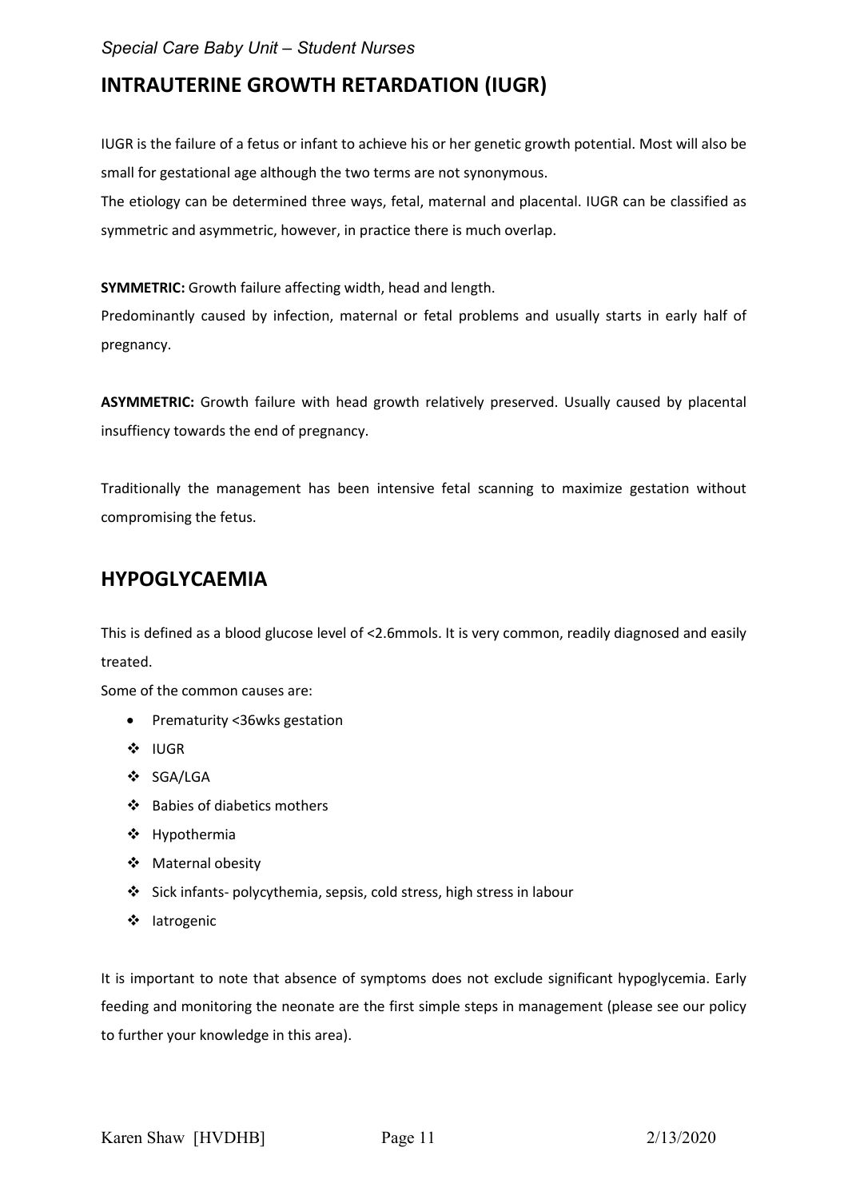## INTRAUTERINE GROWTH RETARDATION (IUGR)

IUGR is the failure of a fetus or infant to achieve his or her genetic growth potential. Most will also be small for gestational age although the two terms are not synonymous.
The etiology can be determined three ways, fetal, maternal and placental. IUGR can be classified as symmetric and asymmetric, however, in practice there is much overlap.

**SYMMETRIC:** Growth failure affecting width, head and length.
Predominantly caused by infection, maternal or fetal problems and usually starts in early half of pregnancy.

**ASYMMETRIC:** Growth failure with head growth relatively preserved. Usually caused by placental insuffiency towards the end of pregnancy.

Traditionally the management has been intensive fetal scanning to maximize gestation without compromising the fetus.

## HYPOGLYCAEMIA

This is defined as a blood glucose level of <2.6mmols. It is very common, readily diagnosed and easily treated.
Some of the common causes are:

- Prematurity <36wks gestation
- IUGR
- SGA/LGA
- Babies of diabetics mothers
- Hypothermia
- Maternal obesity
- Sick infants- polycythemia, sepsis, cold stress, high stress in labour
- Iatrogenic

It is important to note that absence of symptoms does not exclude significant hypoglycemia. Early feeding and monitoring the neonate are the first simple steps in management (please see our policy to further your knowledge in this area).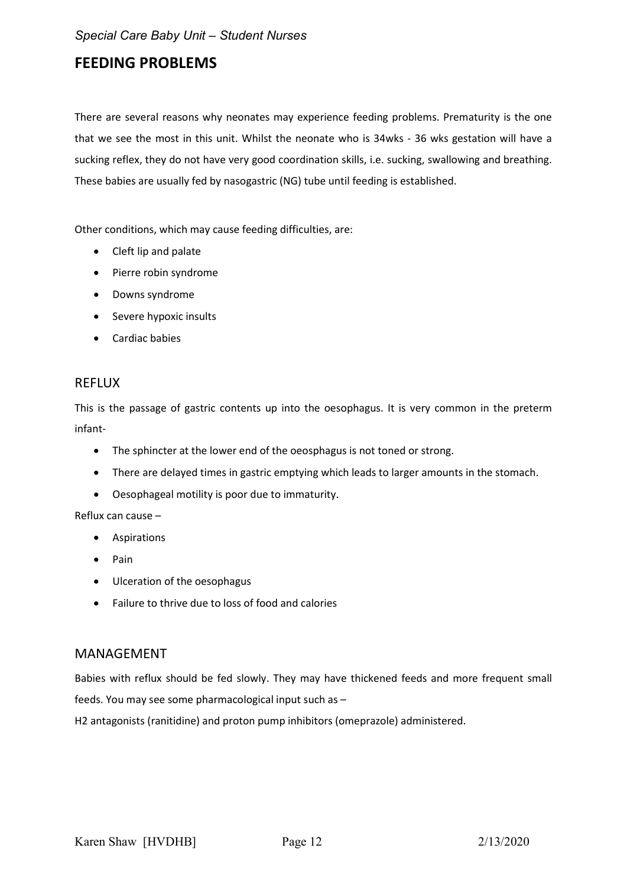## FEEDING PROBLEMS

There are several reasons why neonates may experience feeding problems. Prematurity is the one that we see the most in this unit. Whilst the neonate who is 34wks - 36 wks gestation will have a sucking reflex, they do not have very good coordination skills, i.e. sucking, swallowing and breathing. These babies are usually fed by nasogastric (NG) tube until feeding is established.

Other conditions, which may cause feeding difficulties, are:

- Cleft lip and palate
- Pierre robin syndrome
- Downs syndrome
- Severe hypoxic insults
- Cardiac babies

### REFLUX

This is the passage of gastric contents up into the oesophagus. It is very common in the preterm infant-

- The sphincter at the lower end of the oeosphagus is not toned or strong.
- There are delayed times in gastric emptying which leads to larger amounts in the stomach.
- Oesophageal motility is poor due to immaturity.

Reflux can cause –

- Aspirations
- Pain
- Ulceration of the oesophagus
- Failure to thrive due to loss of food and calories

### MANAGEMENT

Babies with reflux should be fed slowly. They may have thickened feeds and more frequent small feeds. You may see some pharmacological input such as –

H2 antagonists (ranitidine) and proton pump inhibitors (omeprazole) administered.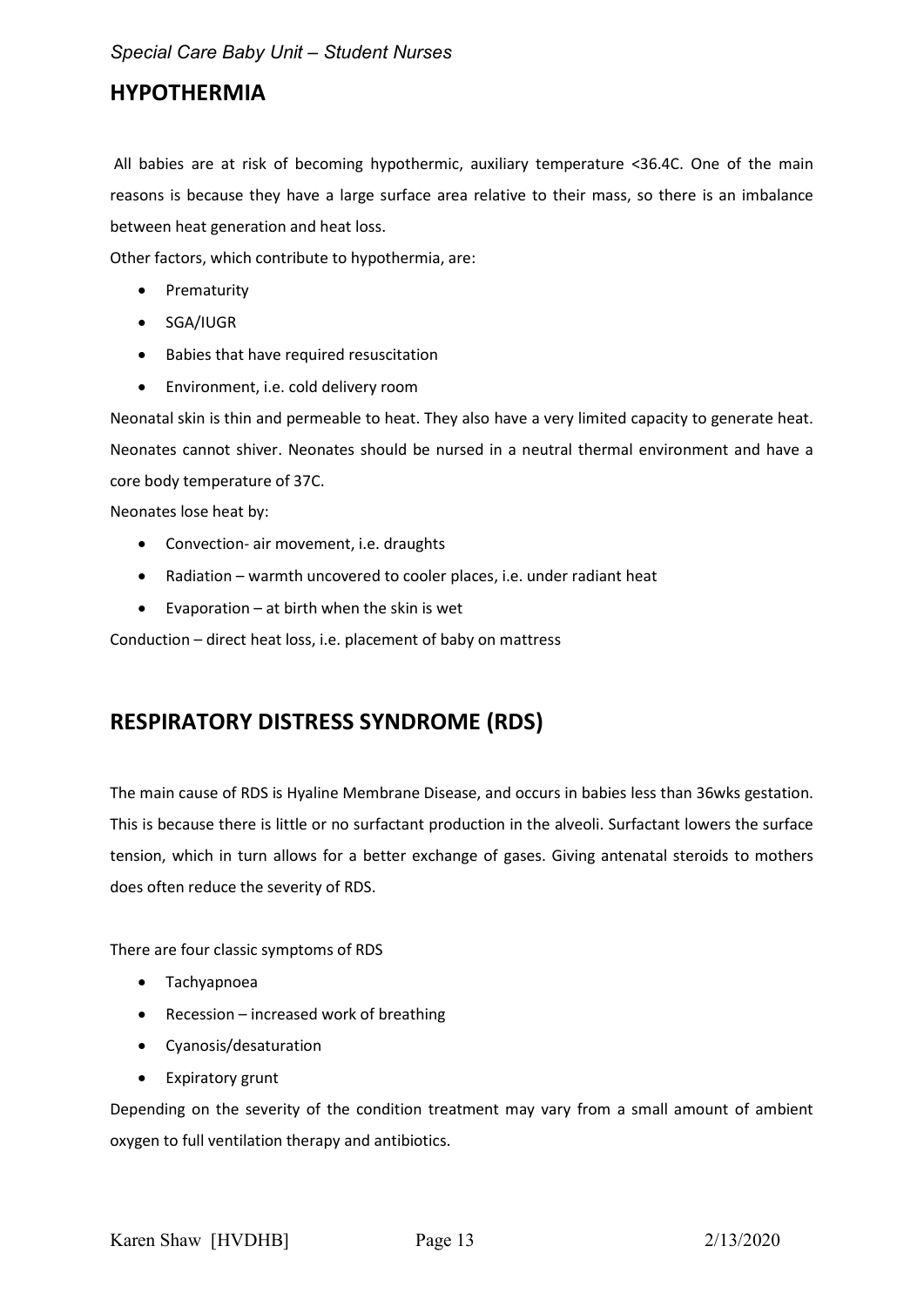## HYPOTHERMIA

All babies are at risk of becoming hypothermic, auxiliary temperature <36.4C. One of the main reasons is because they have a large surface area relative to their mass, so there is an imbalance between heat generation and heat loss.

Other factors, which contribute to hypothermia, are:

- Prematurity
- SGA/IUGR
- Babies that have required resuscitation
- Environment, i.e. cold delivery room

Neonatal skin is thin and permeable to heat. They also have a very limited capacity to generate heat. Neonates cannot shiver. Neonates should be nursed in a neutral thermal environment and have a core body temperature of 37C.

Neonates lose heat by:

- Convection- air movement, i.e. draughts
- Radiation – warmth uncovered to cooler places, i.e. under radiant heat
- Evaporation – at birth when the skin is wet

Conduction – direct heat loss, i.e. placement of baby on mattress

## RESPIRATORY DISTRESS SYNDROME (RDS)

The main cause of RDS is Hyaline Membrane Disease, and occurs in babies less than 36wks gestation. This is because there is little or no surfactant production in the alveoli. Surfactant lowers the surface tension, which in turn allows for a better exchange of gases. Giving antenatal steroids to mothers does often reduce the severity of RDS.

There are four classic symptoms of RDS

- Tachyapnoea
- Recession – increased work of breathing
- Cyanosis/desaturation
- Expiratory grunt

Depending on the severity of the condition treatment may vary from a small amount of ambient oxygen to full ventilation therapy and antibiotics.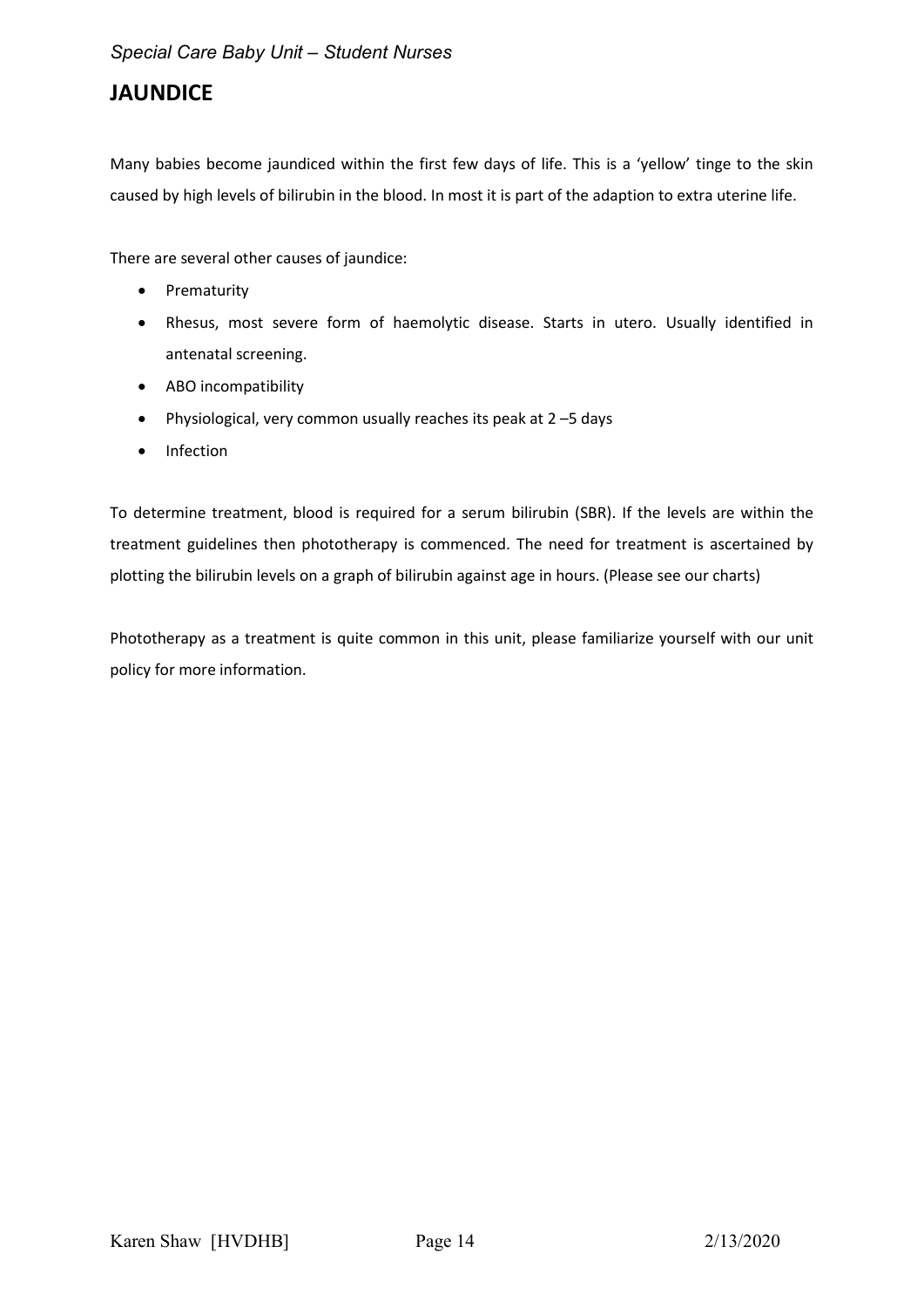# JAUNDICE

Many babies become jaundiced within the first few days of life. This is a 'yellow' tinge to the skin caused by high levels of bilirubin in the blood. In most it is part of the adaption to extra uterine life.

There are several other causes of jaundice:

- Prematurity
- Rhesus, most severe form of haemolytic disease. Starts in utero. Usually identified in antenatal screening.
- ABO incompatibility
- Physiological, very common usually reaches its peak at 2 –5 days
- Infection

To determine treatment, blood is required for a serum bilirubin (SBR). If the levels are within the treatment guidelines then phototherapy is commenced. The need for treatment is ascertained by plotting the bilirubin levels on a graph of bilirubin against age in hours. (Please see our charts)

Phototherapy as a treatment is quite common in this unit, please familiarize yourself with our unit policy for more information.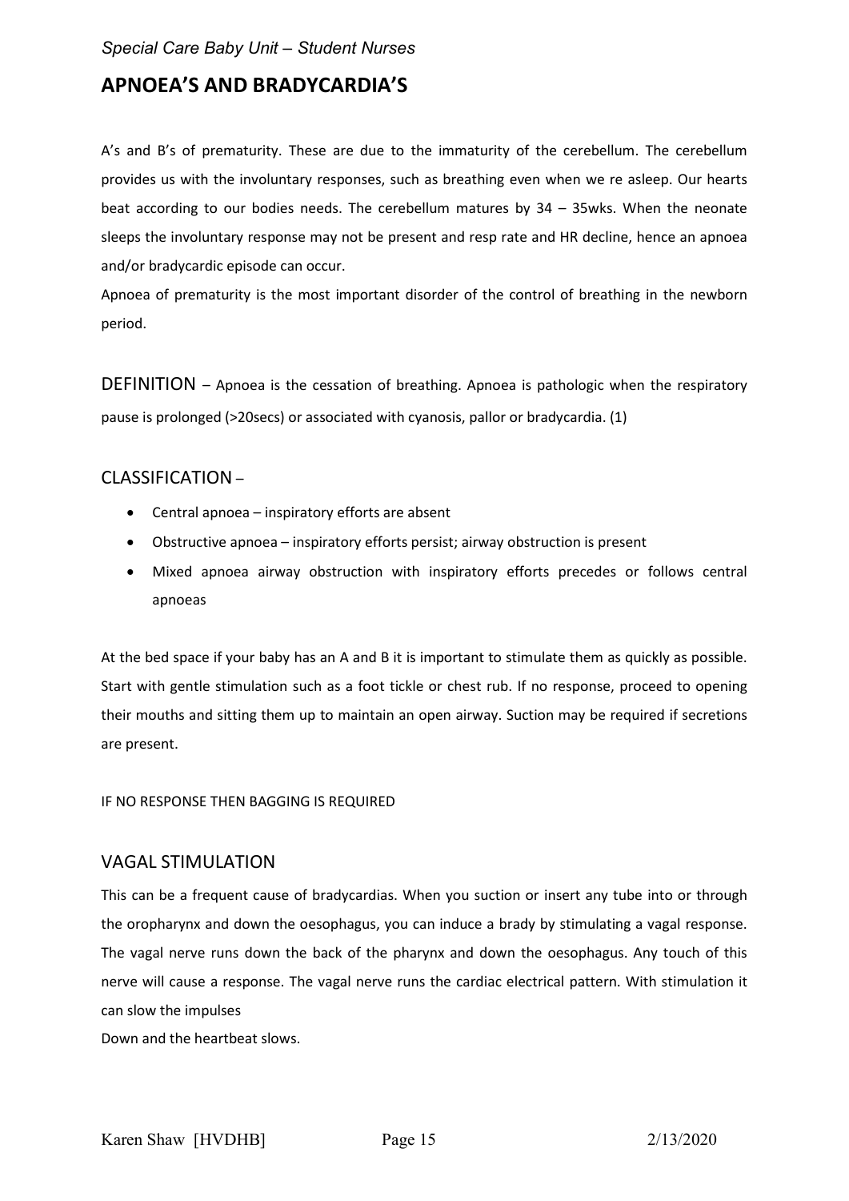## APNOEA'S AND BRADYCARDIA'S

A's and B's of prematurity. These are due to the immaturity of the cerebellum. The cerebellum provides us with the involuntary responses, such as breathing even when we re asleep. Our hearts beat according to our bodies needs. The cerebellum matures by 34 – 35wks. When the neonate sleeps the involuntary response may not be present and resp rate and HR decline, hence an apnoea and/or bradycardic episode can occur.

Apnoea of prematurity is the most important disorder of the control of breathing in the newborn period.

DEFINITION – Apnoea is the cessation of breathing. Apnoea is pathologic when the respiratory pause is prolonged (>20secs) or associated with cyanosis, pallor or bradycardia. (1)

### CLASSIFICATION –

- Central apnoea – inspiratory efforts are absent
- Obstructive apnoea – inspiratory efforts persist; airway obstruction is present
- Mixed apnoea airway obstruction with inspiratory efforts precedes or follows central apnoeas

At the bed space if your baby has an A and B it is important to stimulate them as quickly as possible. Start with gentle stimulation such as a foot tickle or chest rub. If no response, proceed to opening their mouths and sitting them up to maintain an open airway. Suction may be required if secretions are present.

IF NO RESPONSE THEN BAGGING IS REQUIRED

### VAGAL STIMULATION

This can be a frequent cause of bradycardias. When you suction or insert any tube into or through the oropharynx and down the oesophagus, you can induce a brady by stimulating a vagal response. The vagal nerve runs down the back of the pharynx and down the oesophagus. Any touch of this nerve will cause a response. The vagal nerve runs the cardiac electrical pattern. With stimulation it can slow the impulses

Down and the heartbeat slows.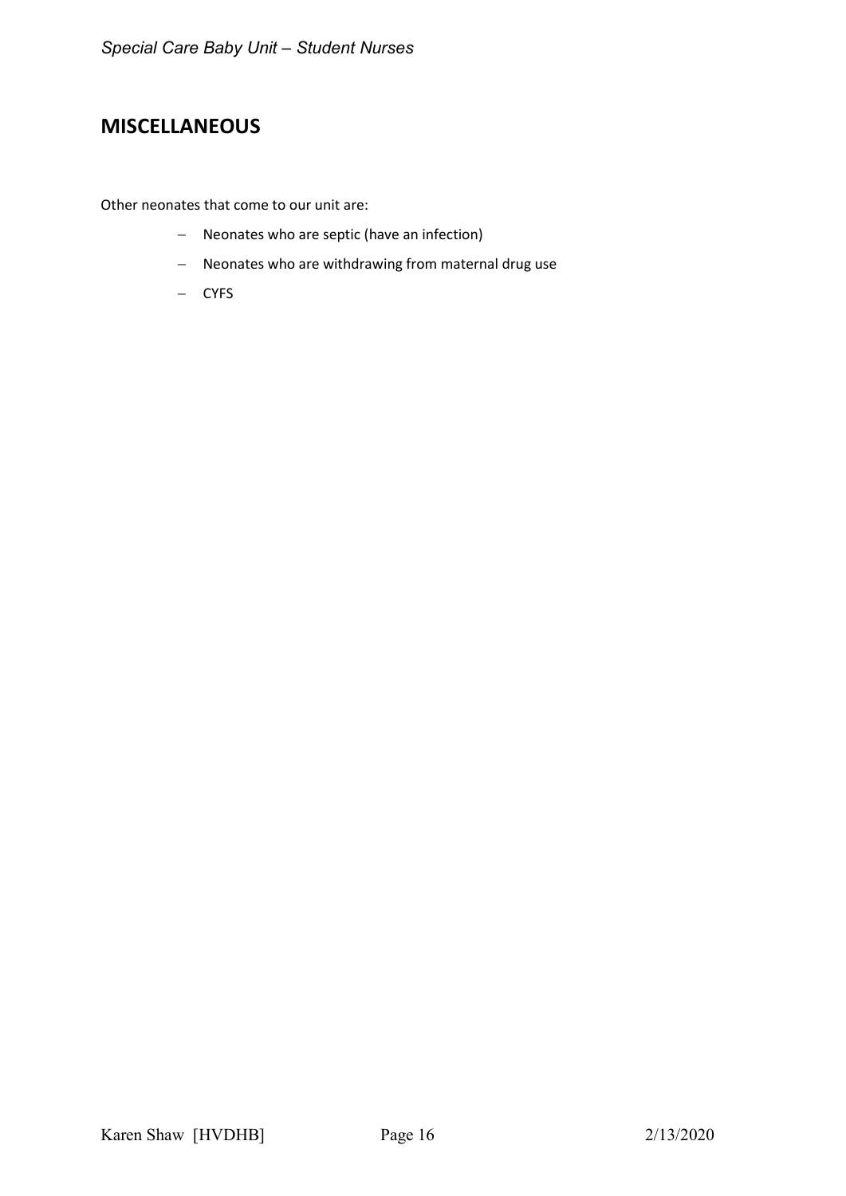## MISCELLANEOUS

Other neonates that come to our unit are:

- Neonates who are septic (have an infection)
- Neonates who are withdrawing from maternal drug use
- CYFS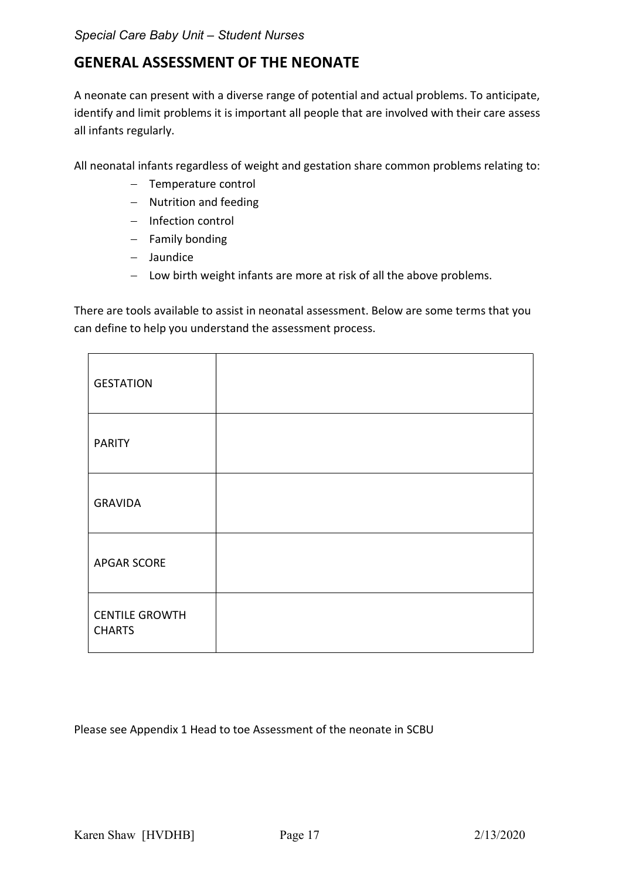## GENERAL ASSESSMENT OF THE NEONATE

A neonate can present with a diverse range of potential and actual problems. To anticipate, identify and limit problems it is important all people that are involved with their care assess all infants regularly.

All neonatal infants regardless of weight and gestation share common problems relating to:

- Temperature control
- Nutrition and feeding
- Infection control
- Family bonding
- Jaundice
- Low birth weight infants are more at risk of all the above problems.

There are tools available to assist in neonatal assessment. Below are some terms that you can define to help you understand the assessment process.

| | |
|---|---|
| GESTATION | |
| PARITY | |
| GRAVIDA | |
| APGAR SCORE | |
| CENTILE GROWTH CHARTS | |

Please see Appendix 1 Head to toe Assessment of the neonate in SCBU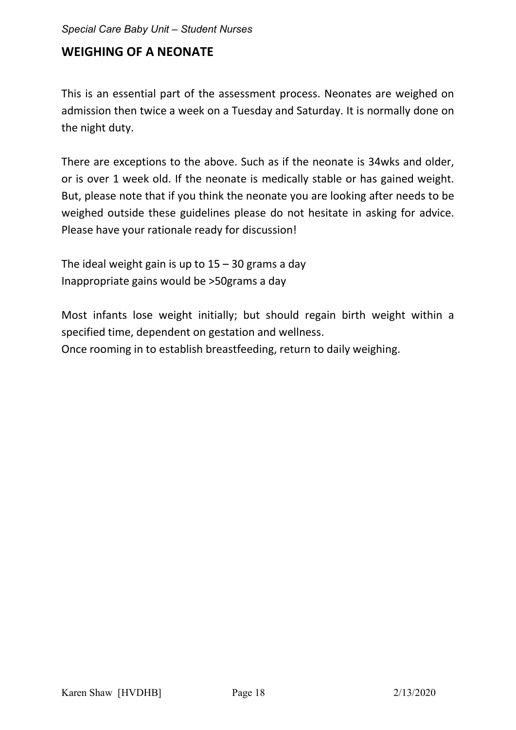## WEIGHING OF A NEONATE

This is an essential part of the assessment process. Neonates are weighed on admission then twice a week on a Tuesday and Saturday. It is normally done on the night duty.

There are exceptions to the above. Such as if the neonate is 34wks and older, or is over 1 week old. If the neonate is medically stable or has gained weight. But, please note that if you think the neonate you are looking after needs to be weighed outside these guidelines please do not hesitate in asking for advice. Please have your rationale ready for discussion!

The ideal weight gain is up to 15 – 30 grams a day
Inappropriate gains would be >50grams a day

Most infants lose weight initially; but should regain birth weight within a specified time, dependent on gestation and wellness.
Once rooming in to establish breastfeeding, return to daily weighing.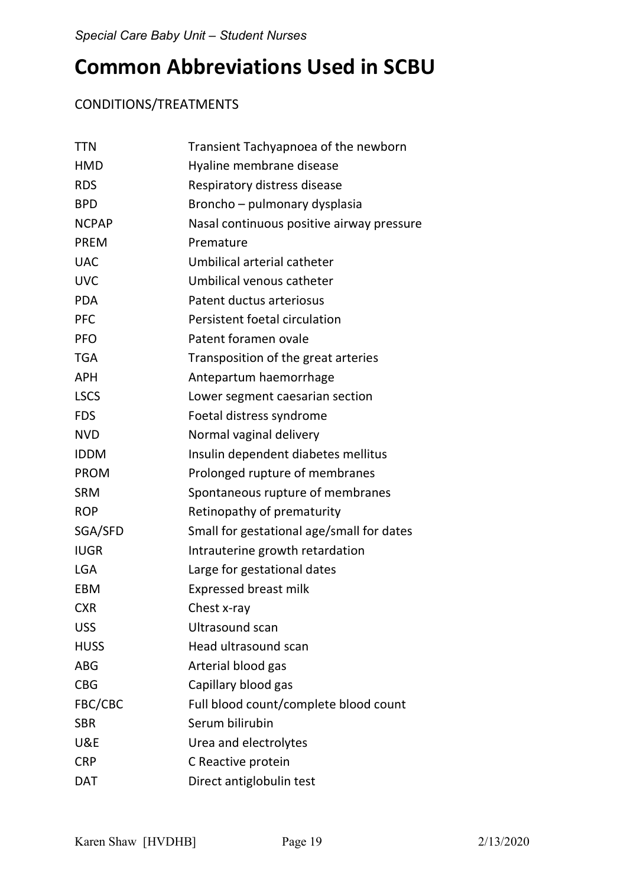# Common Abbreviations Used in SCBU

CONDITIONS/TREATMENTS

| | |
|---|---|
| TTN | Transient Tachyapnoea of the newborn |
| HMD | Hyaline membrane disease |
| RDS | Respiratory distress disease |
| BPD | Broncho – pulmonary dysplasia |
| NCPAP | Nasal continuous positive airway pressure |
| PREM | Premature |
| UAC | Umbilical arterial catheter |
| UVC | Umbilical venous catheter |
| PDA | Patent ductus arteriosus |
| PFC | Persistent foetal circulation |
| PFO | Patent foramen ovale |
| TGA | Transposition of the great arteries |
| APH | Antepartum haemorrhage |
| LSCS | Lower segment caesarian section |
| FDS | Foetal distress syndrome |
| NVD | Normal vaginal delivery |
| IDDM | Insulin dependent diabetes mellitus |
| PROM | Prolonged rupture of membranes |
| SRM | Spontaneous rupture of membranes |
| ROP | Retinopathy of prematurity |
| SGA/SFD | Small for gestational age/small for dates |
| IUGR | Intrauterine growth retardation |
| LGA | Large for gestational dates |
| EBM | Expressed breast milk |
| CXR | Chest x-ray |
| USS | Ultrasound scan |
| HUSS | Head ultrasound scan |
| ABG | Arterial blood gas |
| CBG | Capillary blood gas |
| FBC/CBC | Full blood count/complete blood count |
| SBR | Serum bilirubin |
| U&E | Urea and electrolytes |
| CRP | C Reactive protein |
| DAT | Direct antiglobulin test |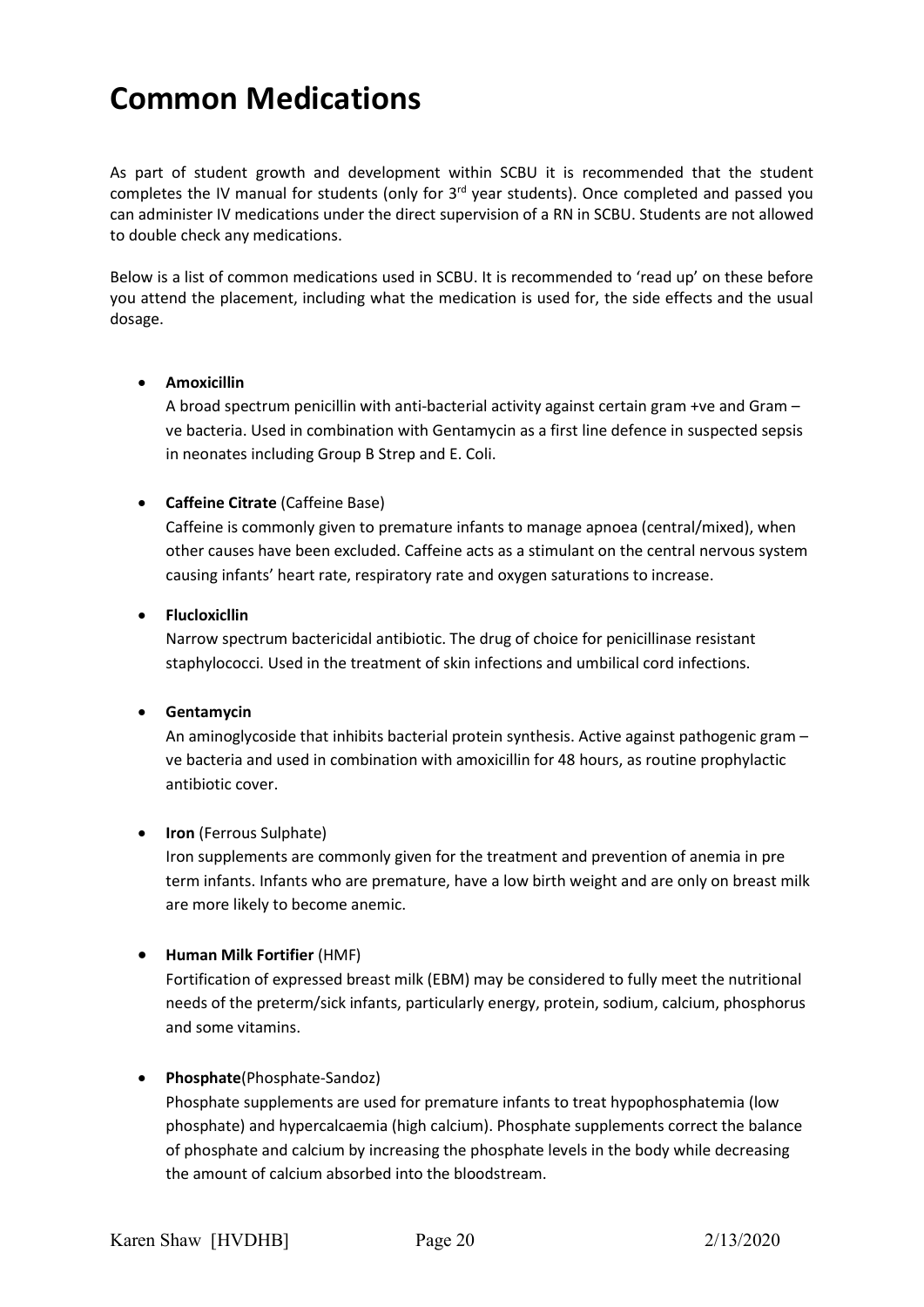# Common Medications

As part of student growth and development within SCBU it is recommended that the student completes the IV manual for students (only for 3rd year students). Once completed and passed you can administer IV medications under the direct supervision of a RN in SCBU. Students are not allowed to double check any medications.

Below is a list of common medications used in SCBU. It is recommended to 'read up' on these before you attend the placement, including what the medication is used for, the side effects and the usual dosage.

- **Amoxicillin**
  A broad spectrum penicillin with anti-bacterial activity against certain gram +ve and Gram –ve bacteria. Used in combination with Gentamycin as a first line defence in suspected sepsis in neonates including Group B Strep and E. Coli.

- **Caffeine Citrate** (Caffeine Base)
  Caffeine is commonly given to premature infants to manage apnoea (central/mixed), when other causes have been excluded. Caffeine acts as a stimulant on the central nervous system causing infants' heart rate, respiratory rate and oxygen saturations to increase.

- **Flucloxicllin**
  Narrow spectrum bactericidal antibiotic. The drug of choice for penicillinase resistant staphylococci. Used in the treatment of skin infections and umbilical cord infections.

- **Gentamycin**
  An aminoglycoside that inhibits bacterial protein synthesis. Active against pathogenic gram –ve bacteria and used in combination with amoxicillin for 48 hours, as routine prophylactic antibiotic cover.

- **Iron** (Ferrous Sulphate)
  Iron supplements are commonly given for the treatment and prevention of anemia in pre term infants. Infants who are premature, have a low birth weight and are only on breast milk are more likely to become anemic.

- **Human Milk Fortifier** (HMF)
  Fortification of expressed breast milk (EBM) may be considered to fully meet the nutritional needs of the preterm/sick infants, particularly energy, protein, sodium, calcium, phosphorus and some vitamins.

- **Phosphate**(Phosphate-Sandoz)
  Phosphate supplements are used for premature infants to treat hypophosphatemia (low phosphate) and hypercalcaemia (high calcium). Phosphate supplements correct the balance of phosphate and calcium by increasing the phosphate levels in the body while decreasing the amount of calcium absorbed into the bloodstream.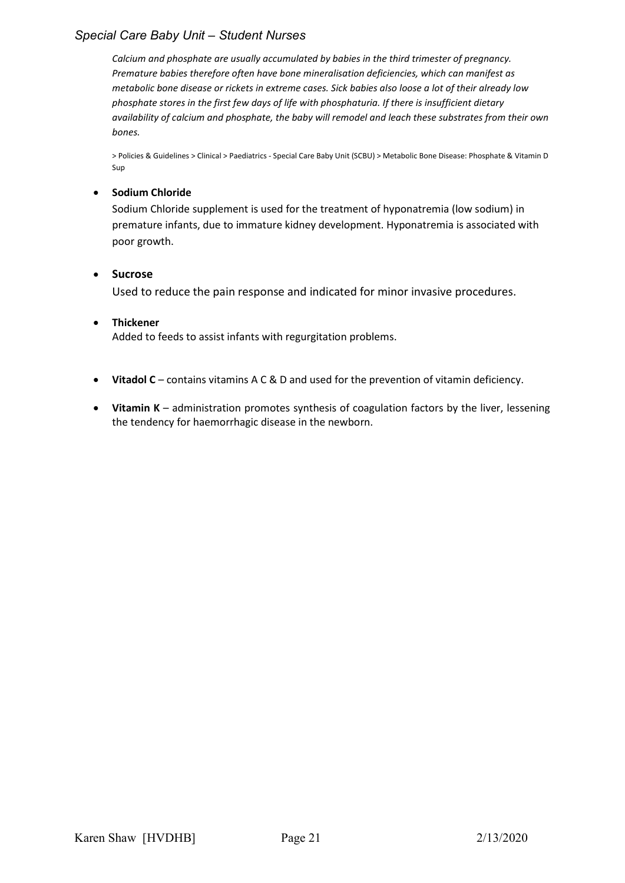*Calcium and phosphate are usually accumulated by babies in the third trimester of pregnancy. Premature babies therefore often have bone mineralisation deficiencies, which can manifest as metabolic bone disease or rickets in extreme cases. Sick babies also loose a lot of their already low phosphate stores in the first few days of life with phosphaturia. If there is insufficient dietary availability of calcium and phosphate, the baby will remodel and leach these substrates from their own bones.*

> Policies & Guidelines > Clinical > Paediatrics - Special Care Baby Unit (SCBU) > Metabolic Bone Disease: Phosphate & Vitamin D Sup

- **Sodium Chloride**
  Sodium Chloride supplement is used for the treatment of hyponatremia (low sodium) in premature infants, due to immature kidney development. Hyponatremia is associated with poor growth.

- **Sucrose**
  Used to reduce the pain response and indicated for minor invasive procedures.

- **Thickener**
  Added to feeds to assist infants with regurgitation problems.

- **Vitadol C** – contains vitamins A C & D and used for the prevention of vitamin deficiency.

- **Vitamin K** – administration promotes synthesis of coagulation factors by the liver, lessening the tendency for haemorrhagic disease in the newborn.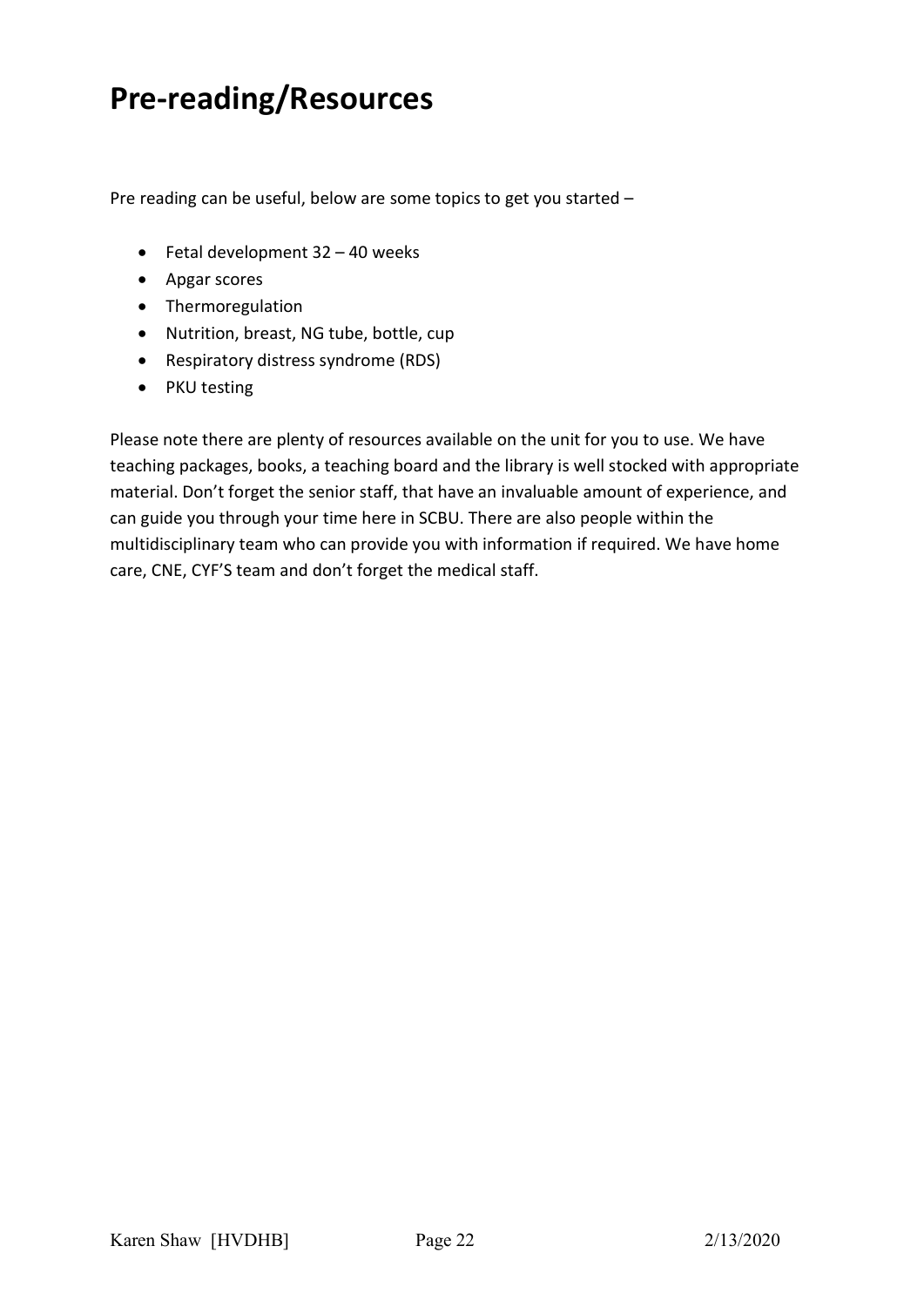# Pre-reading/Resources

Pre reading can be useful, below are some topics to get you started –

- Fetal development 32 – 40 weeks
- Apgar scores
- Thermoregulation
- Nutrition, breast, NG tube, bottle, cup
- Respiratory distress syndrome (RDS)
- PKU testing

Please note there are plenty of resources available on the unit for you to use. We have teaching packages, books, a teaching board and the library is well stocked with appropriate material. Don't forget the senior staff, that have an invaluable amount of experience, and can guide you through your time here in SCBU. There are also people within the multidisciplinary team who can provide you with information if required. We have home care, CNE, CYF'S team and don't forget the medical staff.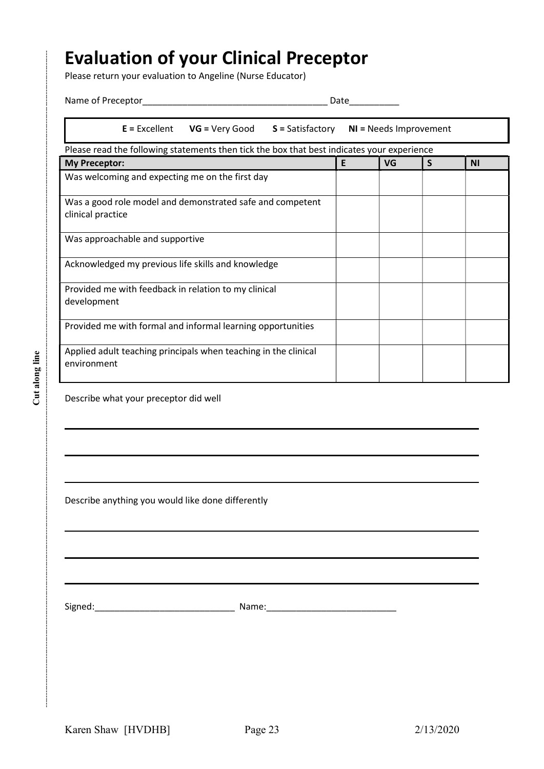# Evaluation of your Clinical Preceptor

Please return your evaluation to Angeline (Nurse Educator)

Name of Preceptor\_\_\_\_\_\_\_\_\_\_\_\_\_\_\_\_\_\_\_\_\_\_\_\_\_\_\_\_\_\_\_\_\_\_\_\_\_\_ Date\_\_\_\_\_\_\_\_\_\_

**E =** Excellent **VG =** Very Good **S =** Satisfactory **NI =** Needs Improvement

Please read the following statements then tick the box that best indicates your experience

| My Preceptor: | E | VG | S | NI |
|---|---|---|---|---|
| Was welcoming and expecting me on the first day | | | | |
| Was a good role model and demonstrated safe and competent clinical practice | | | | |
| Was approachable and supportive | | | | |
| Acknowledged my previous life skills and knowledge | | | | |
| Provided me with feedback in relation to my clinical development | | | | |
| Provided me with formal and informal learning opportunities | | | | |
| Applied adult teaching principals when teaching in the clinical environment | | | | |

Describe what your preceptor did well

\_\_\_\_\_\_\_\_\_\_\_\_\_\_\_\_\_\_\_\_\_\_\_\_\_\_\_\_\_\_\_\_\_\_\_\_\_\_\_\_\_\_\_\_\_\_\_\_\_\_\_\_\_\_\_\_\_\_\_\_\_\_\_\_

\_\_\_\_\_\_\_\_\_\_\_\_\_\_\_\_\_\_\_\_\_\_\_\_\_\_\_\_\_\_\_\_\_\_\_\_\_\_\_\_\_\_\_\_\_\_\_\_\_\_\_\_\_\_\_\_\_\_\_\_\_\_\_\_

\_\_\_\_\_\_\_\_\_\_\_\_\_\_\_\_\_\_\_\_\_\_\_\_\_\_\_\_\_\_\_\_\_\_\_\_\_\_\_\_\_\_\_\_\_\_\_\_\_\_\_\_\_\_\_\_\_\_\_\_\_\_\_\_

Describe anything you would like done differently

\_\_\_\_\_\_\_\_\_\_\_\_\_\_\_\_\_\_\_\_\_\_\_\_\_\_\_\_\_\_\_\_\_\_\_\_\_\_\_\_\_\_\_\_\_\_\_\_\_\_\_\_\_\_\_\_\_\_\_\_\_\_\_\_

\_\_\_\_\_\_\_\_\_\_\_\_\_\_\_\_\_\_\_\_\_\_\_\_\_\_\_\_\_\_\_\_\_\_\_\_\_\_\_\_\_\_\_\_\_\_\_\_\_\_\_\_\_\_\_\_\_\_\_\_\_\_\_\_

\_\_\_\_\_\_\_\_\_\_\_\_\_\_\_\_\_\_\_\_\_\_\_\_\_\_\_\_\_\_\_\_\_\_\_\_\_\_\_\_\_\_\_\_\_\_\_\_\_\_\_\_\_\_\_\_\_\_\_\_\_\_\_\_

Signed:\_\_\_\_\_\_\_\_\_\_\_\_\_\_\_\_\_\_\_\_\_\_\_\_\_\_\_\_\_ Name:\_\_\_\_\_\_\_\_\_\_\_\_\_\_\_\_\_\_\_\_\_\_\_\_\_\_\_

Cut along line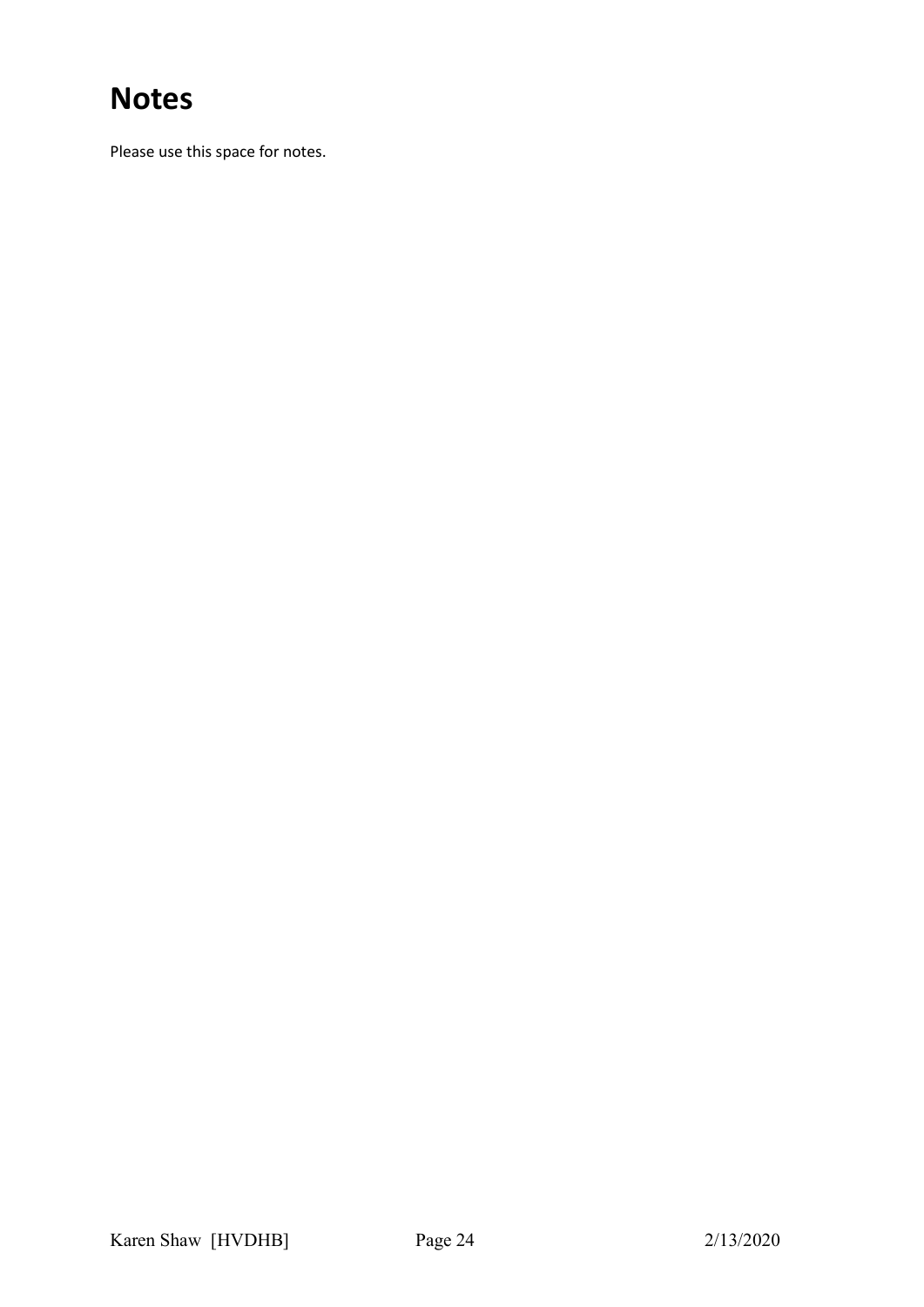# Notes

Please use this space for notes.